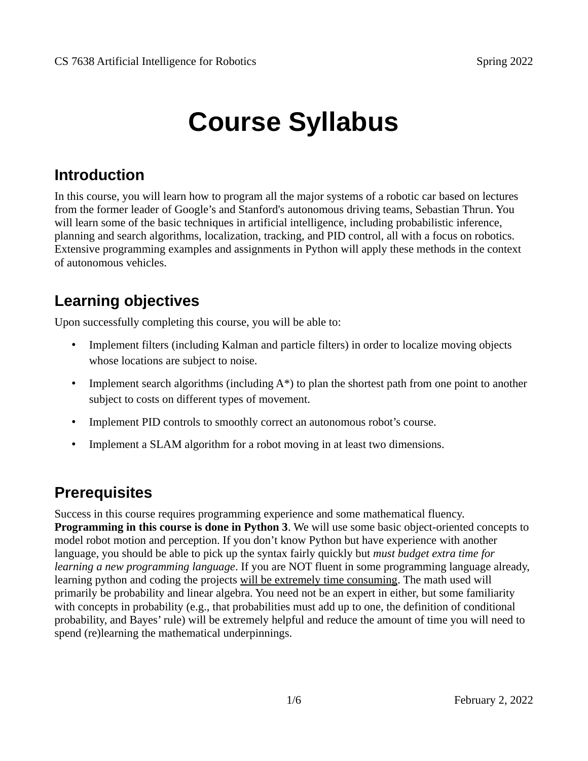# Course Syllabus

## Introduction

In this course, you will learn how to program all the major systems of a robotic car based on lectures from the former leader of Google's and Stanford's autonomous driving teams, Sebastian Thrun. You will learn some of the basic techniques in artificial intelligence, including probabilistic inference, planning and search algorithms, localization, tracking, and PID control, all with a focus on robotics. Extensive programming examples and assignments in Python will apply these methods in the context of autonomous vehicles.

## Learning objectives

Upon successfully completing this course, you will be able to:

- Implement filters (including Kalman and particle filters) in order to localize moving objects whose locations are subject to noise.
- Implement search algorithms (including A*) to plan the shortest path from one point to another subject to costs on different types of movement.
- Implement PID controls to smoothly correct an autonomous robot's course.
- Implement a SLAM algorithm for a robot moving in at least two dimensions.

## Prerequisites

Success in this course requires programming experience and some mathematical fluency. **Programming in this course is done in Python 3**. We will use some basic object-oriented concepts to model robot motion and perception. If you don't know Python but have experience with another language, you should be able to pick up the syntax fairly quickly but *must budget extra time for learning a new programming language*. If you are NOT fluent in some programming language already, learning python and coding the projects <u>will be extremely time consuming</u>. The math used will primarily be probability and linear algebra. You need not be an expert in either, but some familiarity with concepts in probability (e.g., that probabilities must add up to one, the definition of conditional probability, and Bayes' rule) will be extremely helpful and reduce the amount of time you will need to spend (re)learning the mathematical underpinnings.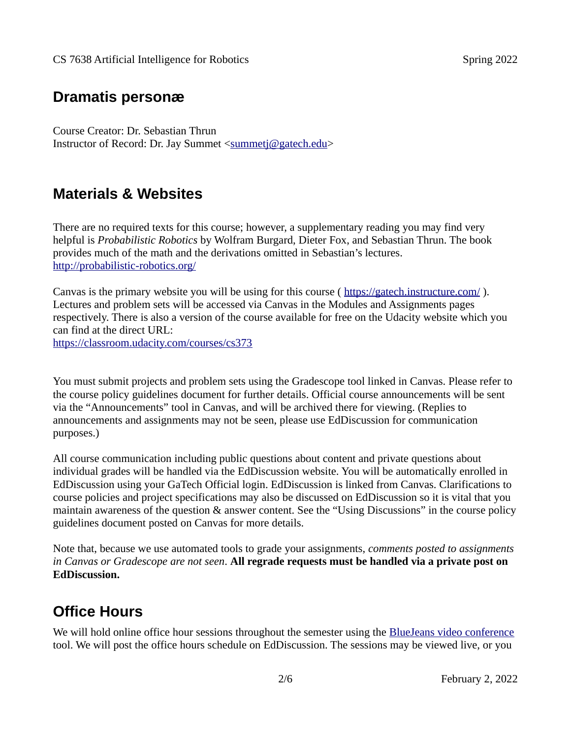## Dramatis personæ

Course Creator: Dr. Sebastian Thrun
Instructor of Record: Dr. Jay Summet <summetj@gatech.edu>

## Materials & Websites

There are no required texts for this course; however, a supplementary reading you may find very helpful is *Probabilistic Robotics* by Wolfram Burgard, Dieter Fox, and Sebastian Thrun. The book provides much of the math and the derivations omitted in Sebastian's lectures.
http://probabilistic-robotics.org/

Canvas is the primary website you will be using for this course ( https://gatech.instructure.com/ ). Lectures and problem sets will be accessed via Canvas in the Modules and Assignments pages respectively. There is also a version of the course available for free on the Udacity website which you can find at the direct URL:
https://classroom.udacity.com/courses/cs373

You must submit projects and problem sets using the Gradescope tool linked in Canvas. Please refer to the course policy guidelines document for further details. Official course announcements will be sent via the "Announcements" tool in Canvas, and will be archived there for viewing. (Replies to announcements and assignments may not be seen, please use EdDiscussion for communication purposes.)

All course communication including public questions about content and private questions about individual grades will be handled via the EdDiscussion website. You will be automatically enrolled in EdDiscussion using your GaTech Official login. EdDiscussion is linked from Canvas. Clarifications to course policies and project specifications may also be discussed on EdDiscussion so it is vital that you maintain awareness of the question & answer content. See the "Using Discussions" in the course policy guidelines document posted on Canvas for more details.

Note that, because we use automated tools to grade your assignments, *comments posted to assignments in Canvas or Gradescope are not seen*. **All regrade requests must be handled via a private post on EdDiscussion.**

## Office Hours

We will hold online office hour sessions throughout the semester using the BlueJeans video conference tool. We will post the office hours schedule on EdDiscussion. The sessions may be viewed live, or you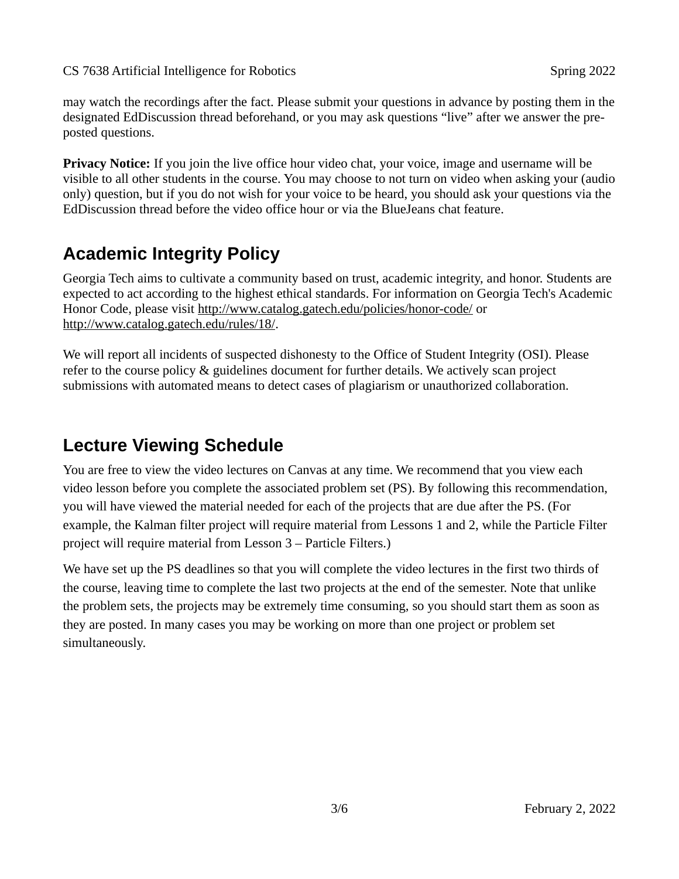may watch the recordings after the fact. Please submit your questions in advance by posting them in the designated EdDiscussion thread beforehand, or you may ask questions “live” after we answer the pre-posted questions.

**Privacy Notice:** If you join the live office hour video chat, your voice, image and username will be visible to all other students in the course. You may choose to not turn on video when asking your (audio only) question, but if you do not wish for your voice to be heard, you should ask your questions via the EdDiscussion thread before the video office hour or via the BlueJeans chat feature.

## Academic Integrity Policy

Georgia Tech aims to cultivate a community based on trust, academic integrity, and honor. Students are expected to act according to the highest ethical standards. For information on Georgia Tech's Academic Honor Code, please visit http://www.catalog.gatech.edu/policies/honor-code/ or http://www.catalog.gatech.edu/rules/18/.

We will report all incidents of suspected dishonesty to the Office of Student Integrity (OSI). Please refer to the course policy & guidelines document for further details. We actively scan project submissions with automated means to detect cases of plagiarism or unauthorized collaboration.

## Lecture Viewing Schedule

You are free to view the video lectures on Canvas at any time. We recommend that you view each video lesson before you complete the associated problem set (PS). By following this recommendation, you will have viewed the material needed for each of the projects that are due after the PS. (For example, the Kalman filter project will require material from Lessons 1 and 2, while the Particle Filter project will require material from Lesson 3 – Particle Filters.)

We have set up the PS deadlines so that you will complete the video lectures in the first two thirds of the course, leaving time to complete the last two projects at the end of the semester. Note that unlike the problem sets, the projects may be extremely time consuming, so you should start them as soon as they are posted. In many cases you may be working on more than one project or problem set simultaneously.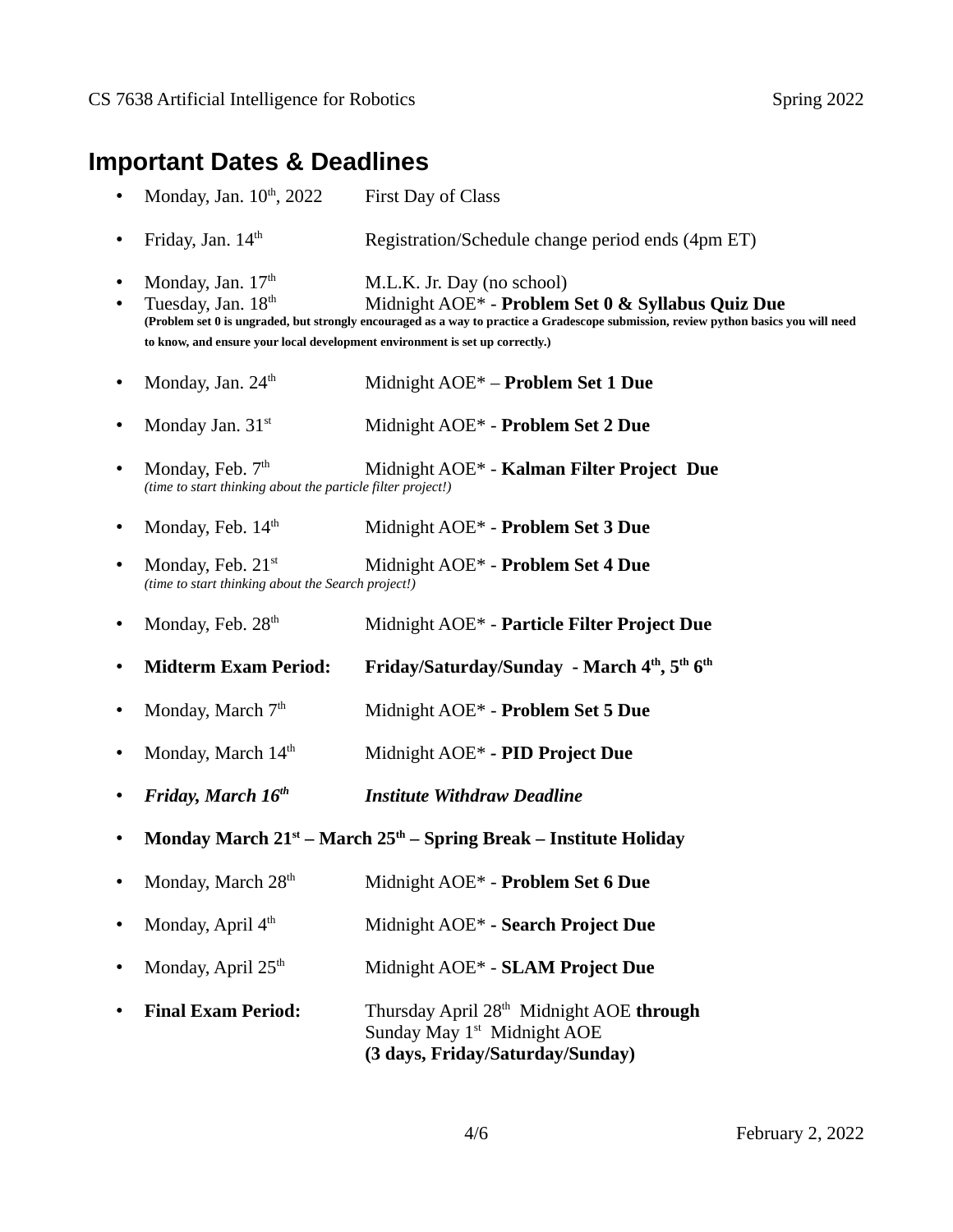## Important Dates & Deadlines

- Monday, Jan. 10th, 2022 — First Day of Class
- Friday, Jan. 14th — Registration/Schedule change period ends (4pm ET)
- Monday, Jan. 17th — M.L.K. Jr. Day (no school)
- Tuesday, Jan. 18th — Midnight AOE* - **Problem Set 0 & Syllabus Quiz Due**
  **(Problem set 0 is ungraded, but strongly encouraged as a way to practice a Gradescope submission, review python basics you will need to know, and ensure your local development environment is set up correctly.)**
- Monday, Jan. 24th — Midnight AOE* – **Problem Set 1 Due**
- Monday Jan. 31st — Midnight AOE* - **Problem Set 2 Due**
- Monday, Feb. 7th — Midnight AOE* - **Kalman Filter Project Due**
  *(time to start thinking about the particle filter project!)*
- Monday, Feb. 14th — Midnight AOE* - **Problem Set 3 Due**
- Monday, Feb. 21st — Midnight AOE* - **Problem Set 4 Due**
  *(time to start thinking about the Search project!)*
- Monday, Feb. 28th — Midnight AOE* - **Particle Filter Project Due**
- **Midterm Exam Period: — Friday/Saturday/Sunday - March 4th, 5th 6th**
- Monday, March 7th — Midnight AOE* - **Problem Set 5 Due**
- Monday, March 14th — Midnight AOE* - **PID Project Due**
- ***Friday, March 16th — Institute Withdraw Deadline***
- **Monday March 21st – March 25th – Spring Break – Institute Holiday**
- Monday, March 28th — Midnight AOE* - **Problem Set 6 Due**
- Monday, April 4th — Midnight AOE* - **Search Project Due**
- Monday, April 25th — Midnight AOE* - **SLAM Project Due**
- **Final Exam Period:** — Thursday April 28th Midnight AOE **through**
  Sunday May 1st Midnight AOE
  **(3 days, Friday/Saturday/Sunday)**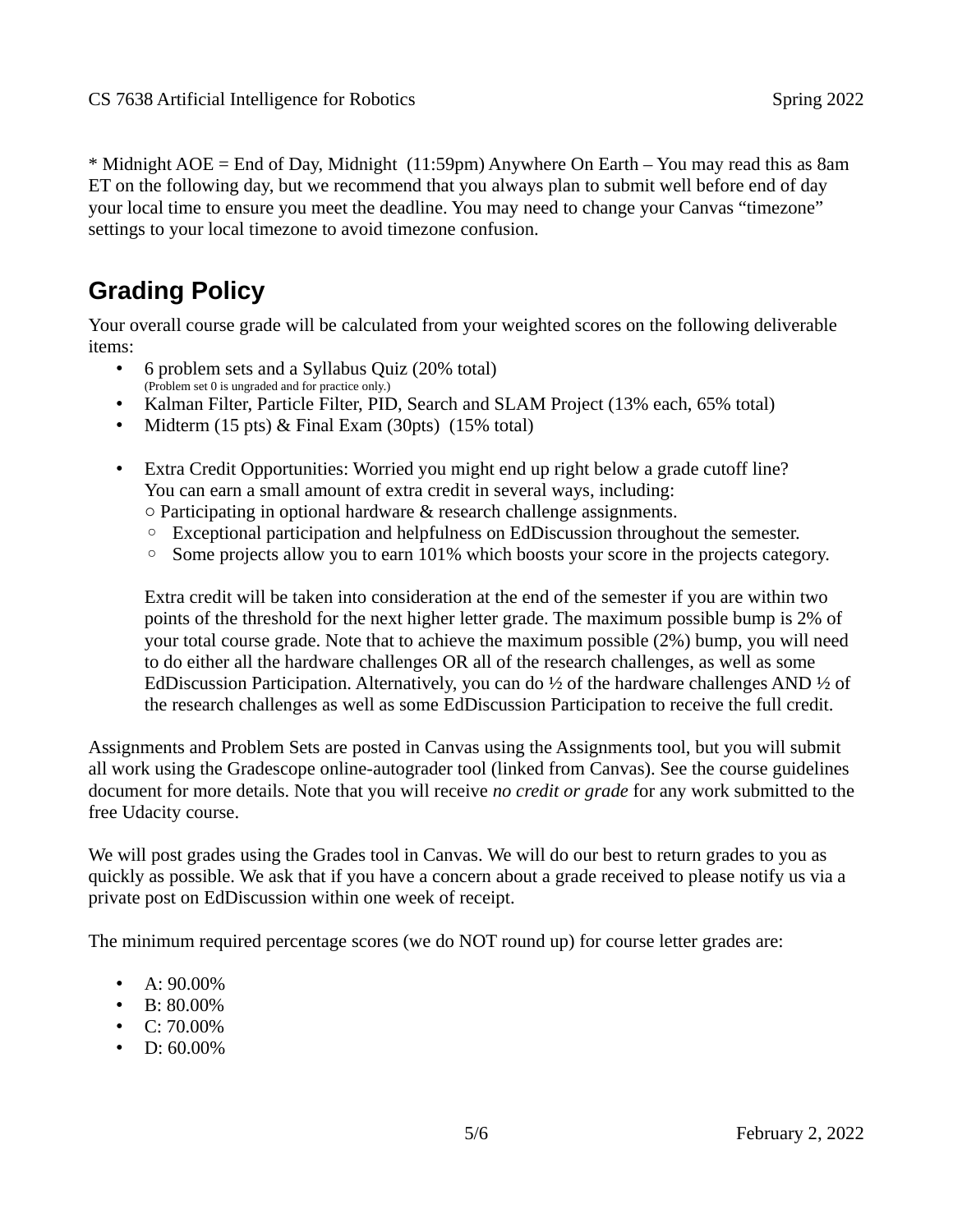* Midnight AOE = End of Day, Midnight (11:59pm) Anywhere On Earth – You may read this as 8am ET on the following day, but we recommend that you always plan to submit well before end of day your local time to ensure you meet the deadline. You may need to change your Canvas “timezone” settings to your local timezone to avoid timezone confusion.

## Grading Policy

Your overall course grade will be calculated from your weighted scores on the following deliverable items:

- 6 problem sets and a Syllabus Quiz (20% total)
  (Problem set 0 is ungraded and for practice only.)
- Kalman Filter, Particle Filter, PID, Search and SLAM Project (13% each, 65% total)
- Midterm (15 pts) & Final Exam (30pts) (15% total)

- Extra Credit Opportunities: Worried you might end up right below a grade cutoff line? You can earn a small amount of extra credit in several ways, including:
  - Participating in optional hardware & research challenge assignments.
  - Exceptional participation and helpfulness on EdDiscussion throughout the semester.
  - Some projects allow you to earn 101% which boosts your score in the projects category.

  Extra credit will be taken into consideration at the end of the semester if you are within two points of the threshold for the next higher letter grade. The maximum possible bump is 2% of your total course grade. Note that to achieve the maximum possible (2%) bump, you will need to do either all the hardware challenges OR all of the research challenges, as well as some EdDiscussion Participation. Alternatively, you can do ½ of the hardware challenges AND ½ of the research challenges as well as some EdDiscussion Participation to receive the full credit.

Assignments and Problem Sets are posted in Canvas using the Assignments tool, but you will submit all work using the Gradescope online-autograder tool (linked from Canvas). See the course guidelines document for more details. Note that you will receive *no credit or grade* for any work submitted to the free Udacity course.

We will post grades using the Grades tool in Canvas. We will do our best to return grades to you as quickly as possible. We ask that if you have a concern about a grade received to please notify us via a private post on EdDiscussion within one week of receipt.

The minimum required percentage scores (we do NOT round up) for course letter grades are:

- A: 90.00%
- B: 80.00%
- C: 70.00%
- D: 60.00%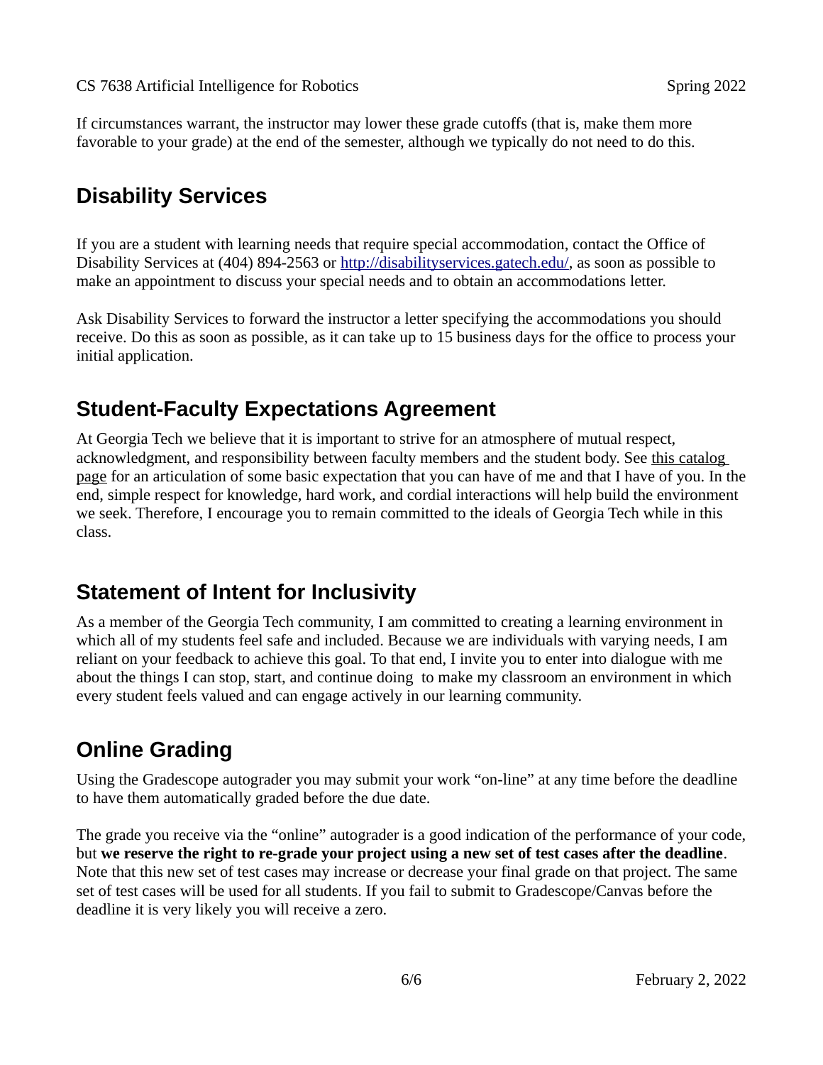If circumstances warrant, the instructor may lower these grade cutoffs (that is, make them more favorable to your grade) at the end of the semester, although we typically do not need to do this.

## Disability Services

If you are a student with learning needs that require special accommodation, contact the Office of Disability Services at (404) 894-2563 or http://disabilityservices.gatech.edu/, as soon as possible to make an appointment to discuss your special needs and to obtain an accommodations letter.

Ask Disability Services to forward the instructor a letter specifying the accommodations you should receive. Do this as soon as possible, as it can take up to 15 business days for the office to process your initial application.

## Student-Faculty Expectations Agreement

At Georgia Tech we believe that it is important to strive for an atmosphere of mutual respect, acknowledgment, and responsibility between faculty members and the student body. See this catalog page for an articulation of some basic expectation that you can have of me and that I have of you. In the end, simple respect for knowledge, hard work, and cordial interactions will help build the environment we seek. Therefore, I encourage you to remain committed to the ideals of Georgia Tech while in this class.

## Statement of Intent for Inclusivity

As a member of the Georgia Tech community, I am committed to creating a learning environment in which all of my students feel safe and included. Because we are individuals with varying needs, I am reliant on your feedback to achieve this goal. To that end, I invite you to enter into dialogue with me about the things I can stop, start, and continue doing to make my classroom an environment in which every student feels valued and can engage actively in our learning community.

## Online Grading

Using the Gradescope autograder you may submit your work "on-line" at any time before the deadline to have them automatically graded before the due date.

The grade you receive via the "online" autograder is a good indication of the performance of your code, but **we reserve the right to re-grade your project using a new set of test cases after the deadline**. Note that this new set of test cases may increase or decrease your final grade on that project. The same set of test cases will be used for all students. If you fail to submit to Gradescope/Canvas before the deadline it is very likely you will receive a zero.